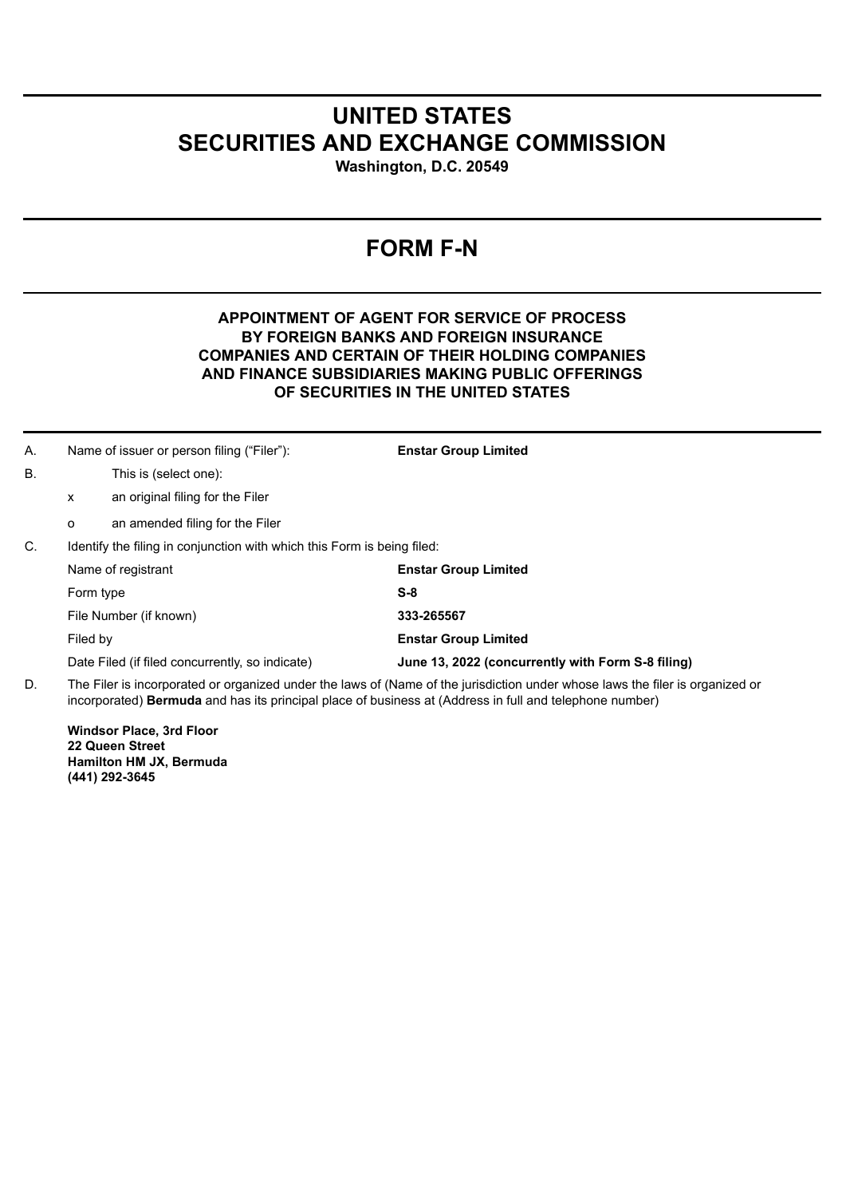# UNITED STATES
# SECURITIES AND EXCHANGE COMMISSION

**Washington, D.C. 20549**

# FORM F-N

**APPOINTMENT OF AGENT FOR SERVICE OF PROCESS BY FOREIGN BANKS AND FOREIGN INSURANCE COMPANIES AND CERTAIN OF THEIR HOLDING COMPANIES AND FINANCE SUBSIDIARIES MAKING PUBLIC OFFERINGS OF SECURITIES IN THE UNITED STATES**

A. Name of issuer or person filing ("Filer"): **Enstar Group Limited**

B. This is (select one):

x an original filing for the Filer

o an amended filing for the Filer

C. Identify the filing in conjunction with which this Form is being filed:

| | |
|---|---|
| Name of registrant | **Enstar Group Limited** |
| Form type | **S-8** |
| File Number (if known) | **333-265567** |
| Filed by | **Enstar Group Limited** |
| Date Filed (if filed concurrently, so indicate) | **June 13, 2022 (concurrently with Form S-8 filing)** |

D. The Filer is incorporated or organized under the laws of (Name of the jurisdiction under whose laws the filer is organized or incorporated) **Bermuda** and has its principal place of business at (Address in full and telephone number)

**Windsor Place, 3rd Floor**
**22 Queen Street**
**Hamilton HM JX, Bermuda**
**(441) 292-3645**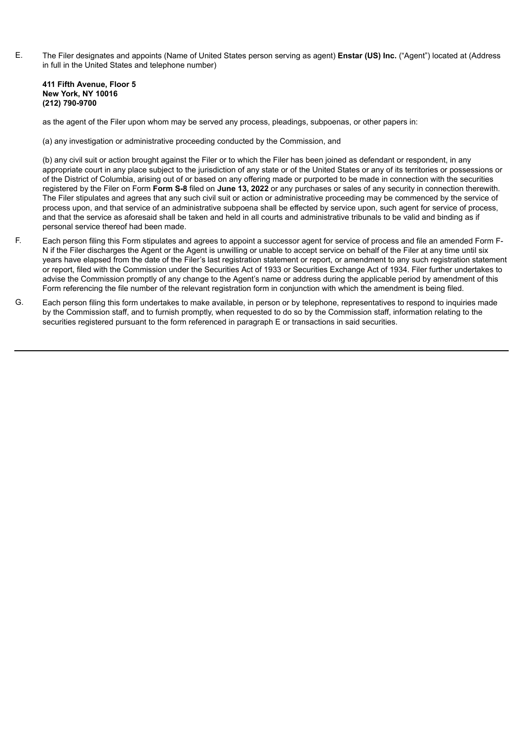E. The Filer designates and appoints (Name of United States person serving as agent) **Enstar (US) Inc.** ("Agent") located at (Address in full in the United States and telephone number)

**411 Fifth Avenue, Floor 5**
**New York, NY 10016**
**(212) 790-9700**

as the agent of the Filer upon whom may be served any process, pleadings, subpoenas, or other papers in:

(a) any investigation or administrative proceeding conducted by the Commission, and

(b) any civil suit or action brought against the Filer or to which the Filer has been joined as defendant or respondent, in any appropriate court in any place subject to the jurisdiction of any state or of the United States or any of its territories or possessions or of the District of Columbia, arising out of or based on any offering made or purported to be made in connection with the securities registered by the Filer on Form **Form S-8** filed on **June 13, 2022** or any purchases or sales of any security in connection therewith. The Filer stipulates and agrees that any such civil suit or action or administrative proceeding may be commenced by the service of process upon, and that service of an administrative subpoena shall be effected by service upon, such agent for service of process, and that the service as aforesaid shall be taken and held in all courts and administrative tribunals to be valid and binding as if personal service thereof had been made.

F. Each person filing this Form stipulates and agrees to appoint a successor agent for service of process and file an amended Form F-N if the Filer discharges the Agent or the Agent is unwilling or unable to accept service on behalf of the Filer at any time until six years have elapsed from the date of the Filer's last registration statement or report, or amendment to any such registration statement or report, filed with the Commission under the Securities Act of 1933 or Securities Exchange Act of 1934. Filer further undertakes to advise the Commission promptly of any change to the Agent's name or address during the applicable period by amendment of this Form referencing the file number of the relevant registration form in conjunction with which the amendment is being filed.

G. Each person filing this form undertakes to make available, in person or by telephone, representatives to respond to inquiries made by the Commission staff, and to furnish promptly, when requested to do so by the Commission staff, information relating to the securities registered pursuant to the form referenced in paragraph E or transactions in said securities.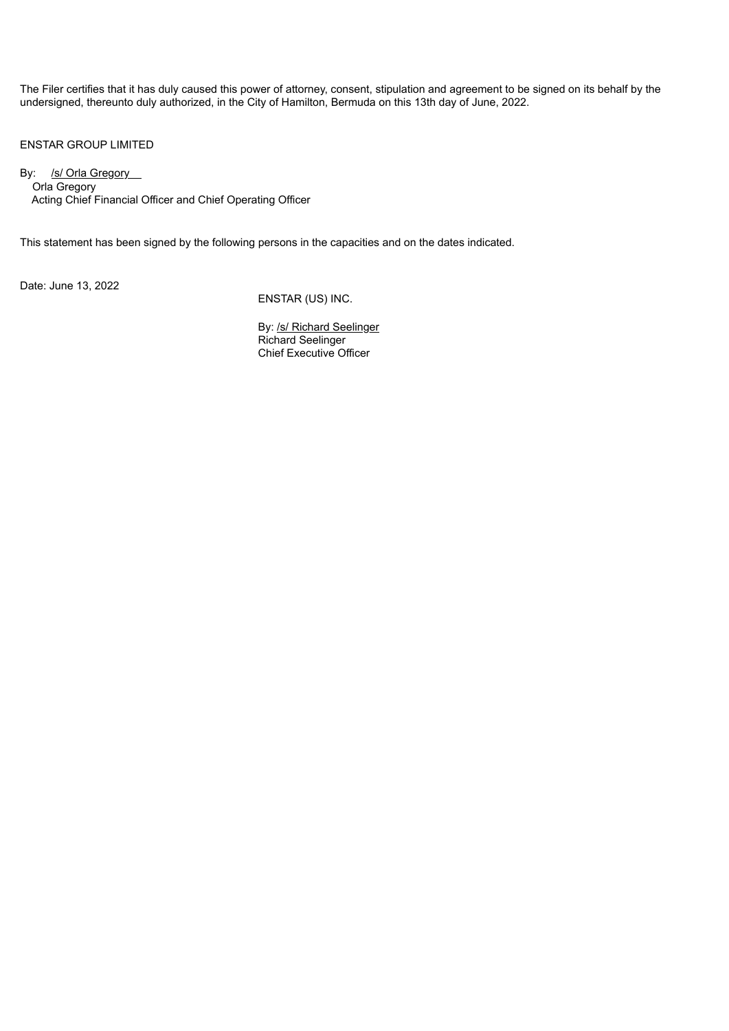The Filer certifies that it has duly caused this power of attorney, consent, stipulation and agreement to be signed on its behalf by the undersigned, thereunto duly authorized, in the City of Hamilton, Bermuda on this 13th day of June, 2022.

ENSTAR GROUP LIMITED

By: /s/ Orla Gregory
Orla Gregory
Acting Chief Financial Officer and Chief Operating Officer

This statement has been signed by the following persons in the capacities and on the dates indicated.

Date: June 13, 2022

ENSTAR (US) INC.

By: /s/ Richard Seelinger
Richard Seelinger
Chief Executive Officer